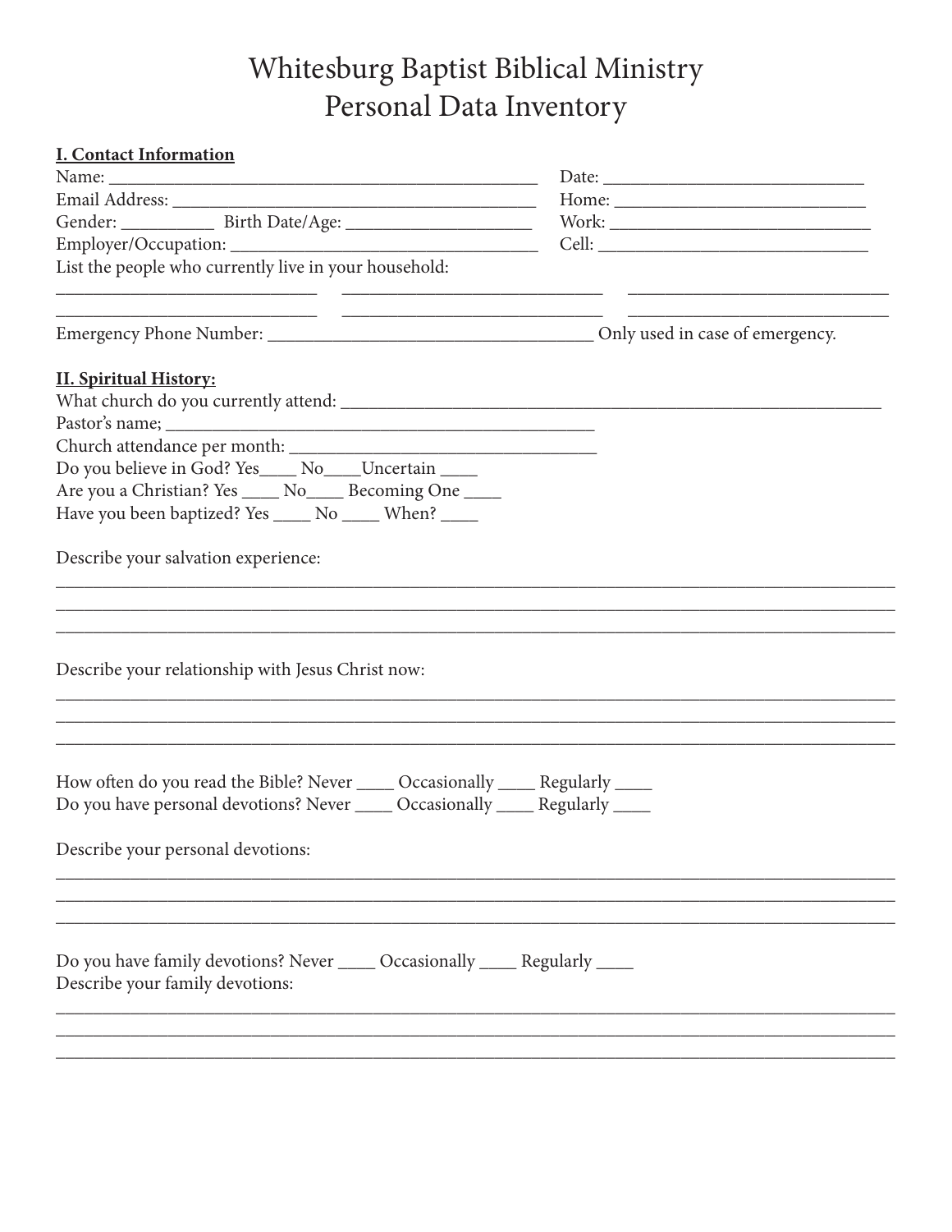# Whitesburg Baptist Biblical Ministry
# Personal Data Inventory

**I. Contact Information**

Name: ______________________________________________ Date: ____________________________

Email Address: _______________________________________ Home: ___________________________

Gender: __________ Birth Date/Age: ____________________ Work: ____________________________

Employer/Occupation: __________________________________ Cell: ____________________________

List the people who currently live in your household:

____________________________ ____________________________ ____________________________

____________________________ ____________________________ ____________________________

Emergency Phone Number: ___________________________________ Only used in case of emergency.

**II. Spiritual History:**

What church do you currently attend: ____________________________________________________________

Pastor's name; ______________________________________________

Church attendance per month: __________________________________

Do you believe in God? Yes____ No____Uncertain ____

Are you a Christian? Yes ____ No____ Becoming One ____

Have you been baptized? Yes ____ No ____ When? ____

Describe your salvation experience:

__________________________________________________________________________________________

__________________________________________________________________________________________

__________________________________________________________________________________________

Describe your relationship with Jesus Christ now:

__________________________________________________________________________________________

__________________________________________________________________________________________

__________________________________________________________________________________________

How often do you read the Bible? Never ____ Occasionally ____ Regularly ____

Do you have personal devotions? Never ____ Occasionally ____ Regularly ____

Describe your personal devotions:

__________________________________________________________________________________________

__________________________________________________________________________________________

__________________________________________________________________________________________

Do you have family devotions? Never ____ Occasionally ____ Regularly ____

Describe your family devotions:

__________________________________________________________________________________________

__________________________________________________________________________________________

__________________________________________________________________________________________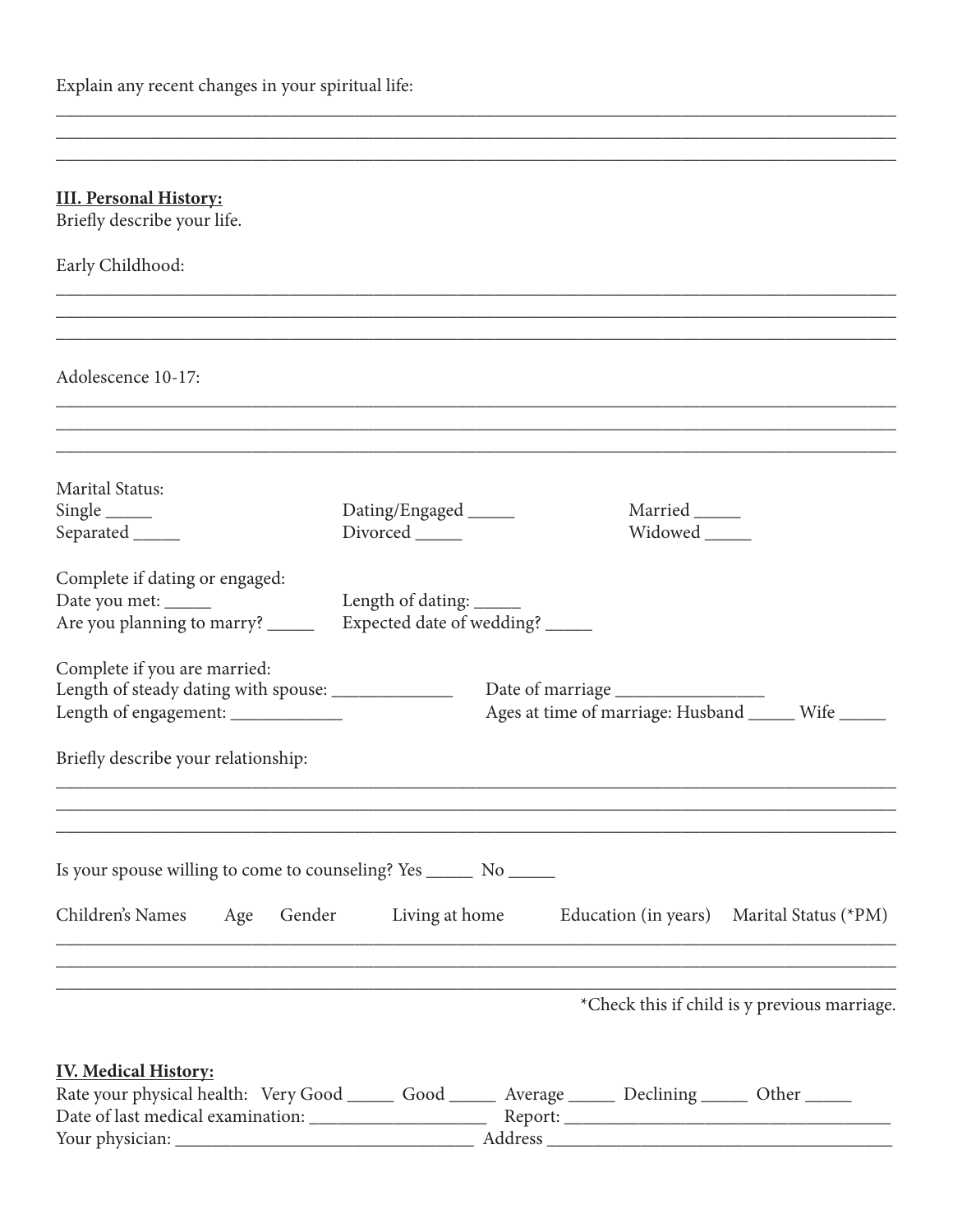Explain any recent changes in your spiritual life:

\_\_\_\_\_\_\_\_\_\_\_\_\_\_\_\_\_\_\_\_\_\_\_\_\_\_\_\_\_\_\_\_\_\_\_\_\_\_\_\_\_\_\_\_\_\_\_\_\_\_\_\_\_\_\_\_\_\_\_\_\_\_\_\_\_\_\_\_\_\_\_\_\_\_\_\_\_\_
\_\_\_\_\_\_\_\_\_\_\_\_\_\_\_\_\_\_\_\_\_\_\_\_\_\_\_\_\_\_\_\_\_\_\_\_\_\_\_\_\_\_\_\_\_\_\_\_\_\_\_\_\_\_\_\_\_\_\_\_\_\_\_\_\_\_\_\_\_\_\_\_\_\_\_\_\_\_
\_\_\_\_\_\_\_\_\_\_\_\_\_\_\_\_\_\_\_\_\_\_\_\_\_\_\_\_\_\_\_\_\_\_\_\_\_\_\_\_\_\_\_\_\_\_\_\_\_\_\_\_\_\_\_\_\_\_\_\_\_\_\_\_\_\_\_\_\_\_\_\_\_\_\_\_\_\_

## III. Personal History:

Briefly describe your life.

Early Childhood:

\_\_\_\_\_\_\_\_\_\_\_\_\_\_\_\_\_\_\_\_\_\_\_\_\_\_\_\_\_\_\_\_\_\_\_\_\_\_\_\_\_\_\_\_\_\_\_\_\_\_\_\_\_\_\_\_\_\_\_\_\_\_\_\_\_\_\_\_\_\_\_\_\_\_\_\_\_\_
\_\_\_\_\_\_\_\_\_\_\_\_\_\_\_\_\_\_\_\_\_\_\_\_\_\_\_\_\_\_\_\_\_\_\_\_\_\_\_\_\_\_\_\_\_\_\_\_\_\_\_\_\_\_\_\_\_\_\_\_\_\_\_\_\_\_\_\_\_\_\_\_\_\_\_\_\_\_
\_\_\_\_\_\_\_\_\_\_\_\_\_\_\_\_\_\_\_\_\_\_\_\_\_\_\_\_\_\_\_\_\_\_\_\_\_\_\_\_\_\_\_\_\_\_\_\_\_\_\_\_\_\_\_\_\_\_\_\_\_\_\_\_\_\_\_\_\_\_\_\_\_\_\_\_\_\_

Adolescence 10-17:

\_\_\_\_\_\_\_\_\_\_\_\_\_\_\_\_\_\_\_\_\_\_\_\_\_\_\_\_\_\_\_\_\_\_\_\_\_\_\_\_\_\_\_\_\_\_\_\_\_\_\_\_\_\_\_\_\_\_\_\_\_\_\_\_\_\_\_\_\_\_\_\_\_\_\_\_\_\_
\_\_\_\_\_\_\_\_\_\_\_\_\_\_\_\_\_\_\_\_\_\_\_\_\_\_\_\_\_\_\_\_\_\_\_\_\_\_\_\_\_\_\_\_\_\_\_\_\_\_\_\_\_\_\_\_\_\_\_\_\_\_\_\_\_\_\_\_\_\_\_\_\_\_\_\_\_\_
\_\_\_\_\_\_\_\_\_\_\_\_\_\_\_\_\_\_\_\_\_\_\_\_\_\_\_\_\_\_\_\_\_\_\_\_\_\_\_\_\_\_\_\_\_\_\_\_\_\_\_\_\_\_\_\_\_\_\_\_\_\_\_\_\_\_\_\_\_\_\_\_\_\_\_\_\_\_

Marital Status:

Single \_\_\_\_\_ Dating/Engaged \_\_\_\_\_ Married \_\_\_\_\_
Separated \_\_\_\_\_ Divorced \_\_\_\_\_ Widowed \_\_\_\_\_

Complete if dating or engaged:

Date you met: \_\_\_\_\_ Length of dating: \_\_\_\_\_
Are you planning to marry? \_\_\_\_\_ Expected date of wedding? \_\_\_\_\_

Complete if you are married:

Length of steady dating with spouse: \_\_\_\_\_\_\_\_\_\_\_\_\_ Date of marriage \_\_\_\_\_\_\_\_\_\_\_\_\_\_\_\_
Length of engagement: \_\_\_\_\_\_\_\_\_\_\_\_ Ages at time of marriage: Husband \_\_\_\_\_ Wife \_\_\_\_\_

Briefly describe your relationship:

\_\_\_\_\_\_\_\_\_\_\_\_\_\_\_\_\_\_\_\_\_\_\_\_\_\_\_\_\_\_\_\_\_\_\_\_\_\_\_\_\_\_\_\_\_\_\_\_\_\_\_\_\_\_\_\_\_\_\_\_\_\_\_\_\_\_\_\_\_\_\_\_\_\_\_\_\_\_
\_\_\_\_\_\_\_\_\_\_\_\_\_\_\_\_\_\_\_\_\_\_\_\_\_\_\_\_\_\_\_\_\_\_\_\_\_\_\_\_\_\_\_\_\_\_\_\_\_\_\_\_\_\_\_\_\_\_\_\_\_\_\_\_\_\_\_\_\_\_\_\_\_\_\_\_\_\_
\_\_\_\_\_\_\_\_\_\_\_\_\_\_\_\_\_\_\_\_\_\_\_\_\_\_\_\_\_\_\_\_\_\_\_\_\_\_\_\_\_\_\_\_\_\_\_\_\_\_\_\_\_\_\_\_\_\_\_\_\_\_\_\_\_\_\_\_\_\_\_\_\_\_\_\_\_\_

Is your spouse willing to come to counseling? Yes \_\_\_\_\_ No \_\_\_\_\_

| Children's Names | Age | Gender | Living at home | Education (in years) | Marital Status (*PM) |
|---|---|---|---|---|---|
| | | | | | |
| | | | | | |
| | | | | | |

*Check this if child is y previous marriage.

## IV. Medical History:

Rate your physical health: Very Good \_\_\_\_\_ Good \_\_\_\_\_ Average \_\_\_\_\_ Declining \_\_\_\_\_ Other \_\_\_\_\_
Date of last medical examination: \_\_\_\_\_\_\_\_\_\_\_\_\_\_\_\_\_\_\_\_ Report: \_\_\_\_\_\_\_\_\_\_\_\_\_\_\_\_\_\_\_\_\_\_\_\_\_\_\_\_\_\_\_\_\_\_\_\_
Your physician: \_\_\_\_\_\_\_\_\_\_\_\_\_\_\_\_\_\_\_\_\_\_\_\_\_\_\_\_\_\_\_\_\_\_ Address \_\_\_\_\_\_\_\_\_\_\_\_\_\_\_\_\_\_\_\_\_\_\_\_\_\_\_\_\_\_\_\_\_\_\_\_\_\_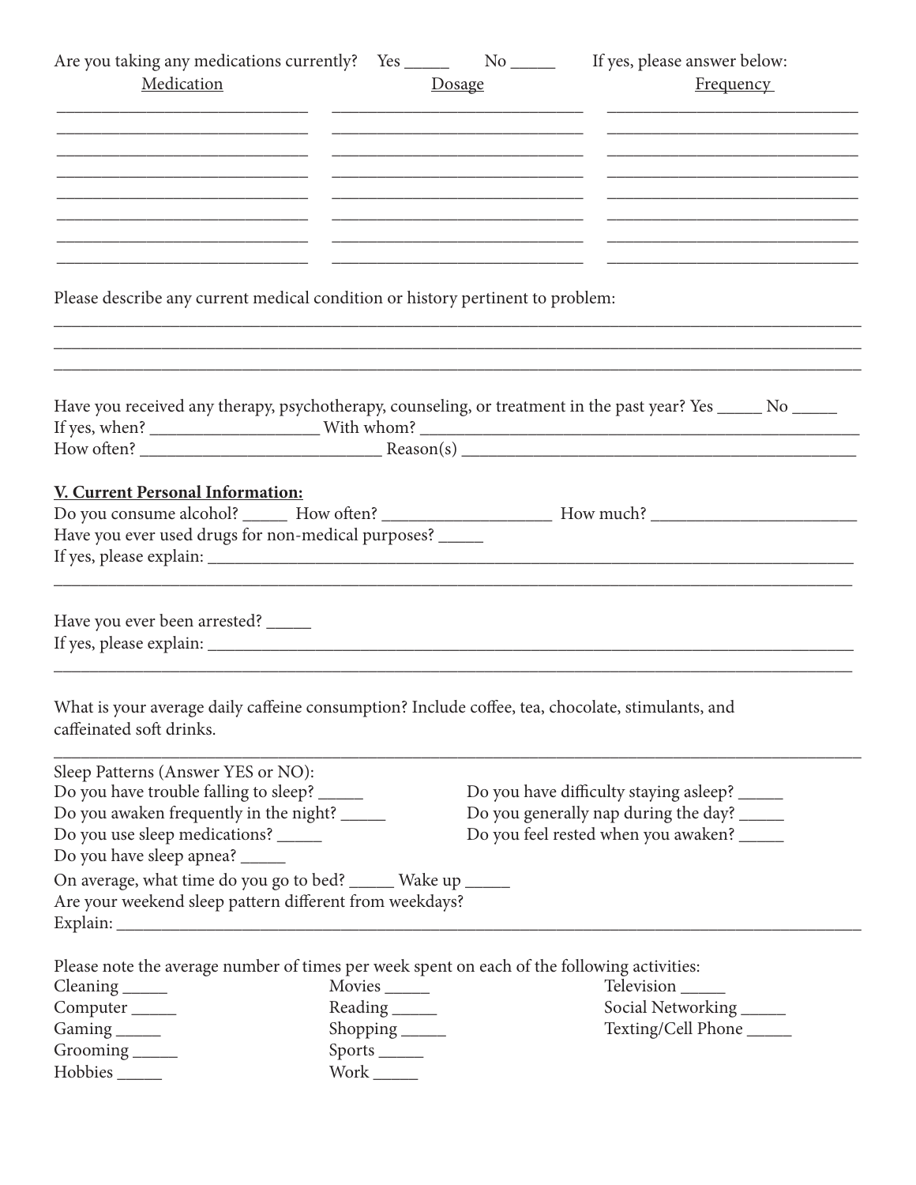Are you taking any medications currently? Yes _____ No _____ If yes, please answer below:

| Medication | Dosage | Frequency |
| --- | --- | --- |
| ______________________________ | ______________________________ | ______________________________ |
| ______________________________ | ______________________________ | ______________________________ |
| ______________________________ | ______________________________ | ______________________________ |
| ______________________________ | ______________________________ | ______________________________ |
| ______________________________ | ______________________________ | ______________________________ |
| ______________________________ | ______________________________ | ______________________________ |
| ______________________________ | ______________________________ | ______________________________ |
| ______________________________ | ______________________________ | ______________________________ |

Please describe any current medical condition or history pertinent to problem:

_______________________________________________________________________________________________

_______________________________________________________________________________________________

_______________________________________________________________________________________________

Have you received any therapy, psychotherapy, counseling, or treatment in the past year? Yes _____ No _____

If yes, when? ___________________ With whom? ___________________________________________________

How often? ___________________________ Reason(s) _____________________________________________

**V. Current Personal Information:**

Do you consume alcohol? _____ How often? ___________________ How much? _______________________

Have you ever used drugs for non-medical purposes? _____

If yes, please explain: ____________________________________________________________________________

_______________________________________________________________________________________________

Have you ever been arrested? _____

If yes, please explain: ____________________________________________________________________________

_______________________________________________________________________________________________

What is your average daily caffeine consumption? Include coffee, tea, chocolate, stimulants, and caffeinated soft drinks.

_______________________________________________________________________________________________

Sleep Patterns (Answer YES or NO):

Do you have trouble falling to sleep? _____

Do you awaken frequently in the night? _____

Do you use sleep medications? _____

Do you have sleep apnea? _____

Do you have difficulty staying asleep? _____

Do you generally nap during the day? _____

Do you feel rested when you awaken? _____

On average, what time do you go to bed? _____ Wake up _____

Are your weekend sleep pattern different from weekdays?

Explain: _______________________________________________________________________________________

Please note the average number of times per week spent on each of the following activities:

Cleaning _____

Computer _____

Gaming _____

Grooming _____

Hobbies _____

Movies _____

Reading _____

Shopping _____

Sports _____

Work _____

Television _____

Social Networking _____

Texting/Cell Phone _____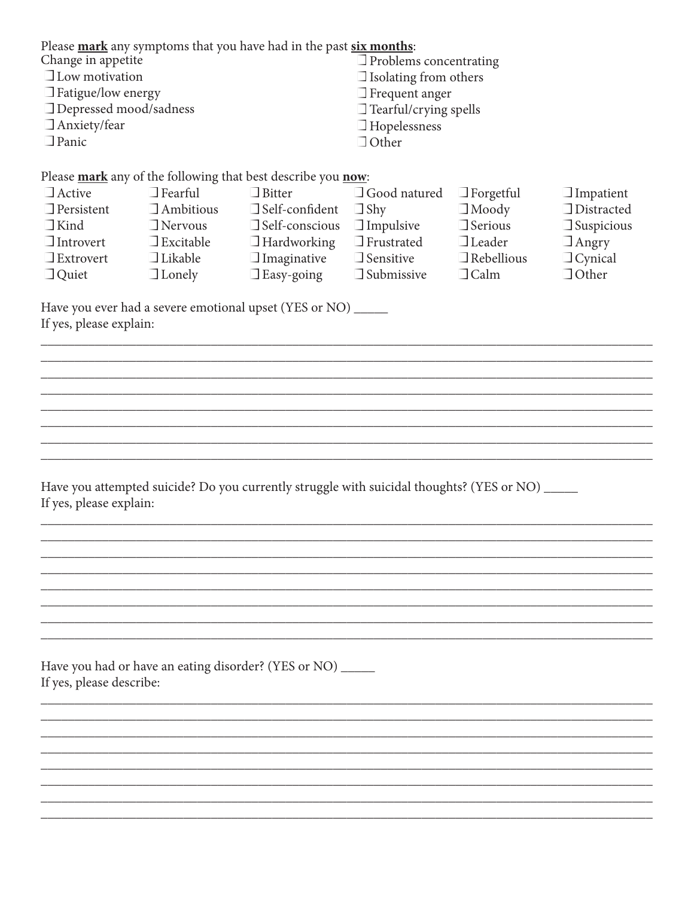Please **mark** any symptoms that you have had in the past **six months**:

Change in appetite
- ❒ Low motivation
- ❒ Fatigue/low energy
- ❒ Depressed mood/sadness
- ❒ Anxiety/fear
- ❒ Panic
- ❒ Problems concentrating
- ❒ Isolating from others
- ❒ Frequent anger
- ❒ Tearful/crying spells
- ❒ Hopelessness
- ❒ Other

Please **mark** any of the following that best describe you **now**:

| | | | | | |
|---|---|---|---|---|---|
| ❒ Active | ❒ Fearful | ❒ Bitter | ❒ Good natured | ❒ Forgetful | ❒ Impatient |
| ❒ Persistent | ❒ Ambitious | ❒ Self-confident | ❒ Shy | ❒ Moody | ❒ Distracted |
| ❒ Kind | ❒ Nervous | ❒ Self-conscious | ❒ Impulsive | ❒ Serious | ❒ Suspicious |
| ❒ Introvert | ❒ Excitable | ❒ Hardworking | ❒ Frustrated | ❒ Leader | ❒ Angry |
| ❒ Extrovert | ❒ Likable | ❒ Imaginative | ❒ Sensitive | ❒ Rebellious | ❒ Cynical |
| ❒ Quiet | ❒ Lonely | ❒ Easy-going | ❒ Submissive | ❒ Calm | ❒ Other |

Have you ever had a severe emotional upset (YES or NO) _____

If yes, please explain:

________________________________________________________________________________
________________________________________________________________________________
________________________________________________________________________________
________________________________________________________________________________
________________________________________________________________________________
________________________________________________________________________________
________________________________________________________________________________
________________________________________________________________________________

Have you attempted suicide? Do you currently struggle with suicidal thoughts? (YES or NO) _____

If yes, please explain:

________________________________________________________________________________
________________________________________________________________________________
________________________________________________________________________________
________________________________________________________________________________
________________________________________________________________________________
________________________________________________________________________________
________________________________________________________________________________
________________________________________________________________________________

Have you had or have an eating disorder? (YES or NO) _____

If yes, please describe:

________________________________________________________________________________
________________________________________________________________________________
________________________________________________________________________________
________________________________________________________________________________
________________________________________________________________________________
________________________________________________________________________________
________________________________________________________________________________
________________________________________________________________________________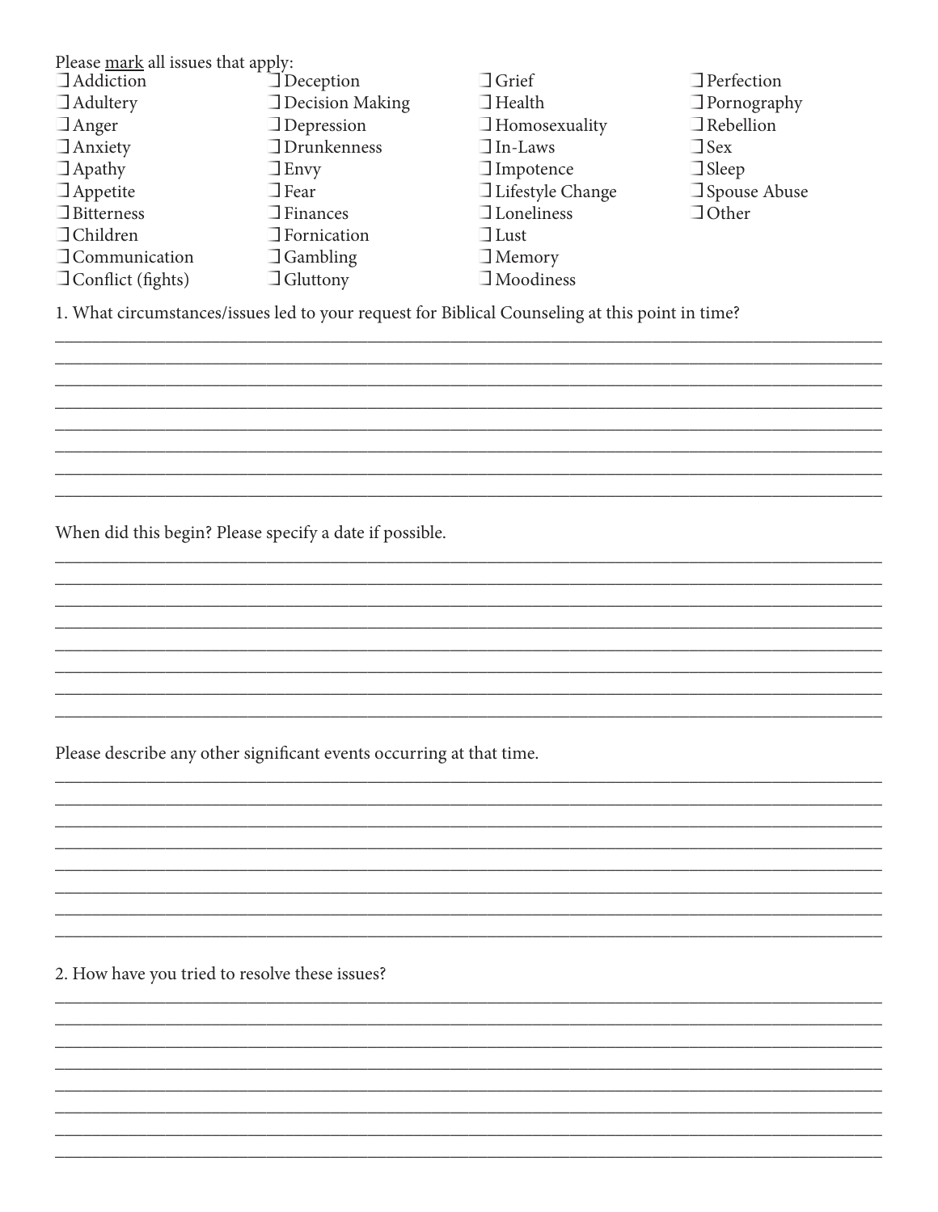Please mark all issues that apply:

- ❏ Addiction
- ❏ Adultery
- ❏ Anger
- ❏ Anxiety
- ❏ Apathy
- ❏ Appetite
- ❏ Bitterness
- ❏ Children
- ❏ Communication
- ❏ Conflict (fights)
- ❏ Deception
- ❏ Decision Making
- ❏ Depression
- ❏ Drunkenness
- ❏ Envy
- ❏ Fear
- ❏ Finances
- ❏ Fornication
- ❏ Gambling
- ❏ Gluttony
- ❏ Grief
- ❏ Health
- ❏ Homosexuality
- ❏ In-Laws
- ❏ Impotence
- ❏ Lifestyle Change
- ❏ Loneliness
- ❏ Lust
- ❏ Memory
- ❏ Moodiness
- ❏ Perfection
- ❏ Pornography
- ❏ Rebellion
- ❏ Sex
- ❏ Sleep
- ❏ Spouse Abuse
- ❏ Other

1. What circumstances/issues led to your request for Biblical Counseling at this point in time?

______________________________________________________________________________
______________________________________________________________________________
______________________________________________________________________________
______________________________________________________________________________
______________________________________________________________________________
______________________________________________________________________________
______________________________________________________________________________
______________________________________________________________________________

When did this begin? Please specify a date if possible.

______________________________________________________________________________
______________________________________________________________________________
______________________________________________________________________________
______________________________________________________________________________
______________________________________________________________________________
______________________________________________________________________________
______________________________________________________________________________
______________________________________________________________________________

Please describe any other significant events occurring at that time.

______________________________________________________________________________
______________________________________________________________________________
______________________________________________________________________________
______________________________________________________________________________
______________________________________________________________________________
______________________________________________________________________________
______________________________________________________________________________
______________________________________________________________________________

2. How have you tried to resolve these issues?

______________________________________________________________________________
______________________________________________________________________________
______________________________________________________________________________
______________________________________________________________________________
______________________________________________________________________________
______________________________________________________________________________
______________________________________________________________________________
______________________________________________________________________________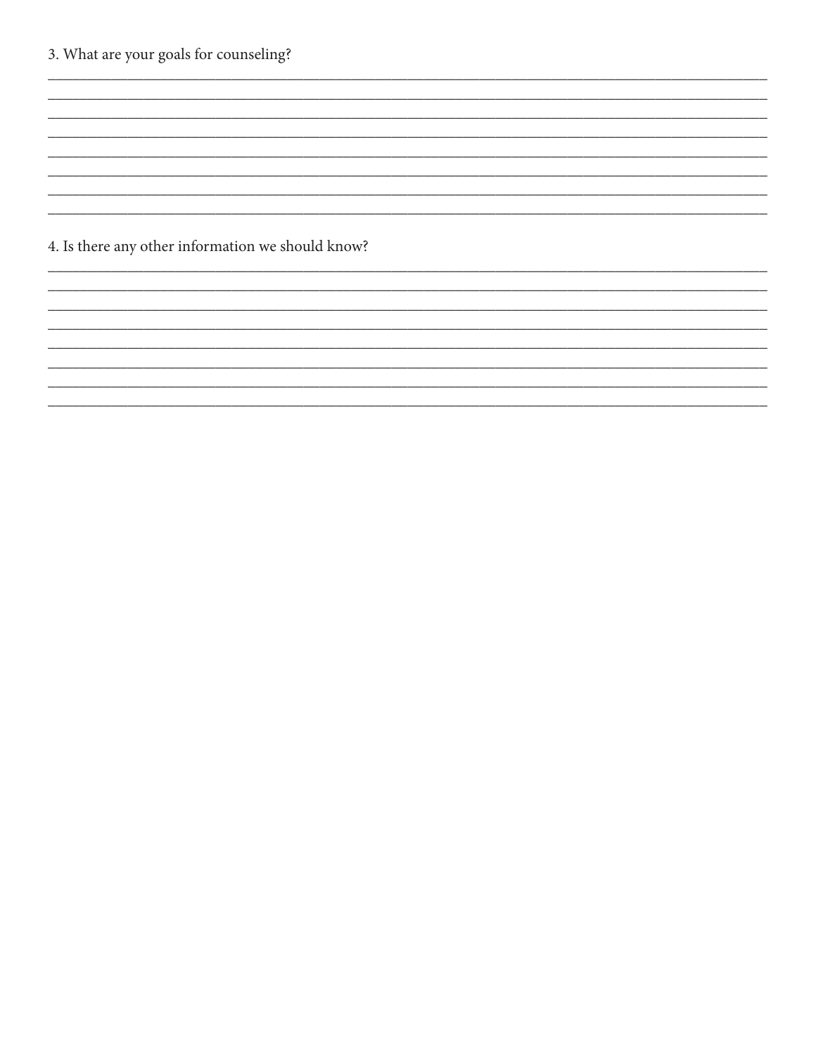3. What are your goals for counseling?

________________________________________________________________________________________________
________________________________________________________________________________________________
________________________________________________________________________________________________
________________________________________________________________________________________________
________________________________________________________________________________________________
________________________________________________________________________________________________
________________________________________________________________________________________________
________________________________________________________________________________________________

4. Is there any other information we should know?

________________________________________________________________________________________________
________________________________________________________________________________________________
________________________________________________________________________________________________
________________________________________________________________________________________________
________________________________________________________________________________________________
________________________________________________________________________________________________
________________________________________________________________________________________________
________________________________________________________________________________________________